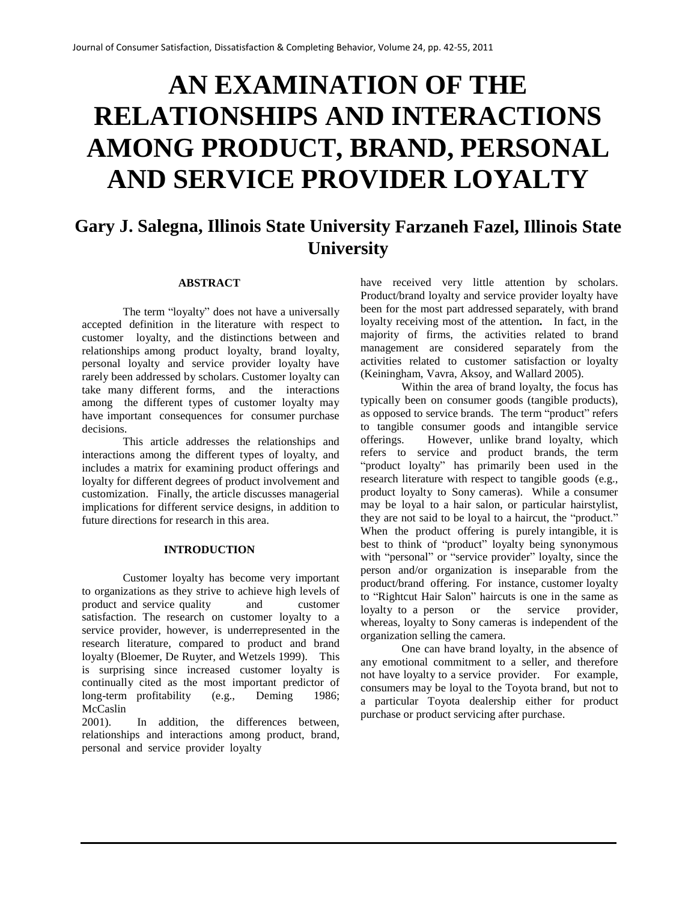# AN EXAMINATION OF THE RELATIONSHIPS AND INTERACTIONS AMONG PRODUCT, BRAND, PERSONAL AND SERVICE PROVIDER LOYALTY

## Gary J. Salegna, Illinois State University Farzaneh Fazel, Illinois State University

### ABSTRACT

The term "loyalty" does not have a universally accepted definition in the literature with respect to customer loyalty, and the distinctions between and relationships among product loyalty, brand loyalty, personal loyalty and service provider loyalty have rarely been addressed by scholars. Customer loyalty can take many different forms, and the interactions among the different types of customer loyalty may have important consequences for consumer purchase decisions.

This article addresses the relationships and interactions among the different types of loyalty, and includes a matrix for examining product offerings and loyalty for different degrees of product involvement and customization. Finally, the article discusses managerial implications for different service designs, in addition to future directions for research in this area.

### INTRODUCTION

Customer loyalty has become very important to organizations as they strive to achieve high levels of product and service quality and customer satisfaction. The research on customer loyalty to a service provider, however, is underrepresented in the research literature, compared to product and brand loyalty (Bloemer, De Ruyter, and Wetzels 1999). This is surprising since increased customer loyalty is continually cited as the most important predictor of long-term profitability (e.g., Deming 1986; McCaslin 2001). In addition, the differences between, relationships and interactions among product, brand, personal and service provider loyalty have received very little attention by scholars. Product/brand loyalty and service provider loyalty have been for the most part addressed separately, with brand loyalty receiving most of the attention**.** In fact, in the majority of firms, the activities related to brand management are considered separately from the activities related to customer satisfaction or loyalty (Keiningham, Vavra, Aksoy, and Wallard 2005).

Within the area of brand loyalty, the focus has typically been on consumer goods (tangible products), as opposed to service brands. The term "product" refers to tangible consumer goods and intangible service offerings. However, unlike brand loyalty, which refers to service and product brands, the term "product loyalty" has primarily been used in the research literature with respect to tangible goods (e.g., product loyalty to Sony cameras). While a consumer may be loyal to a hair salon, or particular hairstylist, they are not said to be loyal to a haircut, the "product." When the product offering is purely intangible, it is best to think of "product" loyalty being synonymous with "personal" or "service provider" loyalty, since the person and/or organization is inseparable from the product/brand offering. For instance, customer loyalty to "Rightcut Hair Salon" haircuts is one in the same as loyalty to a person or the service provider, whereas, loyalty to Sony cameras is independent of the organization selling the camera.

One can have brand loyalty, in the absence of any emotional commitment to a seller, and therefore not have loyalty to a service provider. For example, consumers may be loyal to the Toyota brand, but not to a particular Toyota dealership either for product purchase or product servicing after purchase.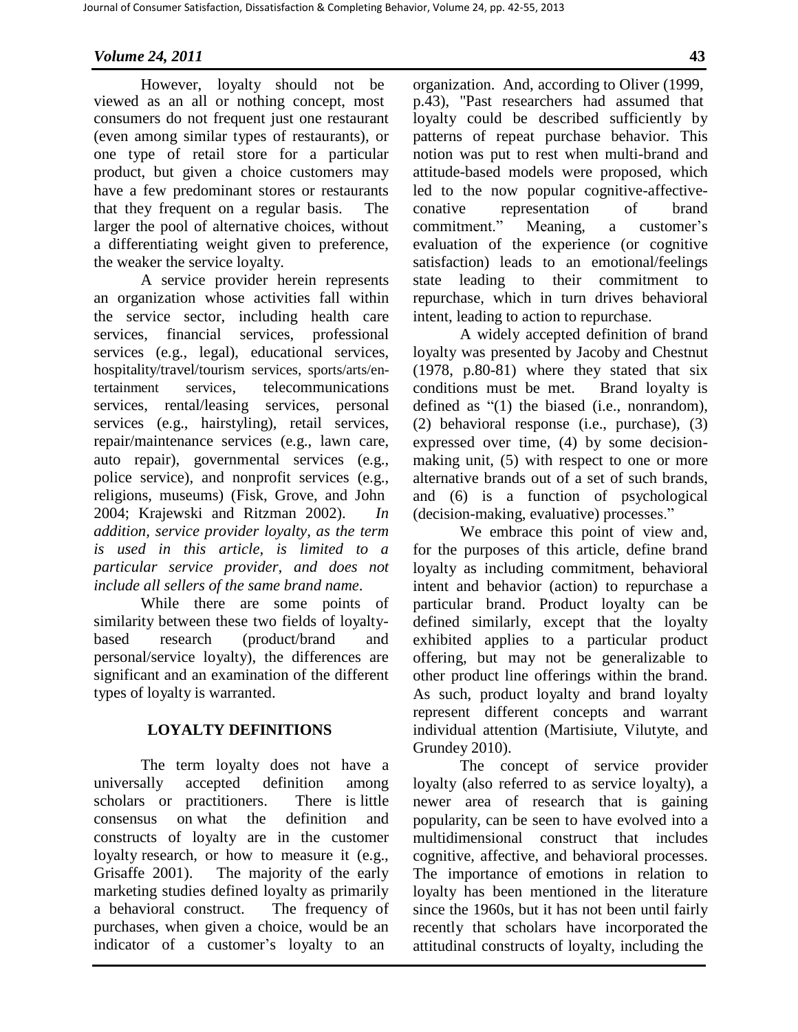However, loyalty should not be viewed as an all or nothing concept, most consumers do not frequent just one restaurant (even among similar types of restaurants), or one type of retail store for a particular product, but given a choice customers may have a few predominant stores or restaurants that they frequent on a regular basis. The larger the pool of alternative choices, without a differentiating weight given to preference, the weaker the service loyalty.

A service provider herein represents an organization whose activities fall within the service sector, including health care services, financial services, professional services (e.g., legal), educational services, hospitality/travel/tourism services, sports/arts/entertainment services, telecommunications services, rental/leasing services, personal services (e.g., hairstyling), retail services, repair/maintenance services (e.g., lawn care, auto repair), governmental services (e.g., police service), and nonprofit services (e.g., religions, museums) (Fisk, Grove, and John 2004; Krajewski and Ritzman 2002). *In addition, service provider loyalty, as the term is used in this article, is limited to a particular service provider, and does not include all sellers of the same brand name.*

While there are some points of similarity between these two fields of loyalty-based research (product/brand and personal/service loyalty), the differences are significant and an examination of the different types of loyalty is warranted.

## LOYALTY DEFINITIONS

The term loyalty does not have a universally accepted definition among scholars or practitioners. There is little consensus on what the definition and constructs of loyalty are in the customer loyalty research, or how to measure it (e.g., Grisaffe 2001). The majority of the early marketing studies defined loyalty as primarily a behavioral construct. The frequency of purchases, when given a choice, would be an indicator of a customer's loyalty to an organization. And, according to Oliver (1999, p.43), "Past researchers had assumed that loyalty could be described sufficiently by patterns of repeat purchase behavior. This notion was put to rest when multi-brand and attitude-based models were proposed, which led to the now popular cognitive-affective-conative representation of brand commitment." Meaning, a customer's evaluation of the experience (or cognitive satisfaction) leads to an emotional/feelings state leading to their commitment to repurchase, which in turn drives behavioral intent, leading to action to repurchase.

A widely accepted definition of brand loyalty was presented by Jacoby and Chestnut (1978, p.80-81) where they stated that six conditions must be met. Brand loyalty is defined as "(1) the biased (i.e., nonrandom), (2) behavioral response (i.e., purchase), (3) expressed over time, (4) by some decision-making unit, (5) with respect to one or more alternative brands out of a set of such brands, and (6) is a function of psychological (decision-making, evaluative) processes."

We embrace this point of view and, for the purposes of this article, define brand loyalty as including commitment, behavioral intent and behavior (action) to repurchase a particular brand. Product loyalty can be defined similarly, except that the loyalty exhibited applies to a particular product offering, but may not be generalizable to other product line offerings within the brand. As such, product loyalty and brand loyalty represent different concepts and warrant individual attention (Martisiute, Vilutyte, and Grundey 2010).

The concept of service provider loyalty (also referred to as service loyalty), a newer area of research that is gaining popularity, can be seen to have evolved into a multidimensional construct that includes cognitive, affective, and behavioral processes. The importance of emotions in relation to loyalty has been mentioned in the literature since the 1960s, but it has not been until fairly recently that scholars have incorporated the attitudinal constructs of loyalty, including the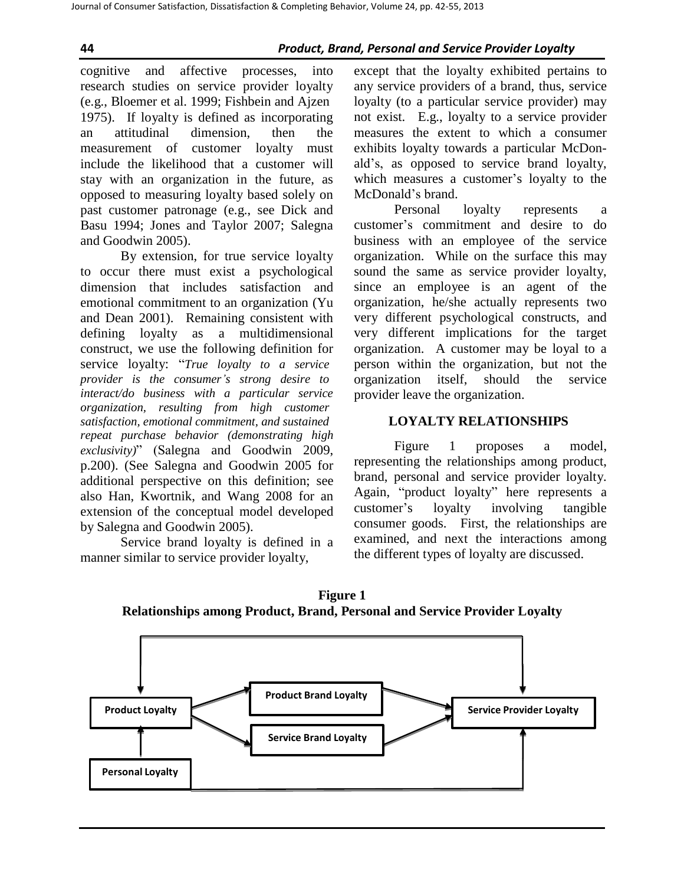cognitive and affective processes, into research studies on service provider loyalty (e.g., Bloemer et al. 1999; Fishbein and Ajzen 1975). If loyalty is defined as incorporating an attitudinal dimension, then the measurement of customer loyalty must include the likelihood that a customer will stay with an organization in the future, as opposed to measuring loyalty based solely on past customer patronage (e.g., see Dick and Basu 1994; Jones and Taylor 2007; Salegna and Goodwin 2005).

By extension, for true service loyalty to occur there must exist a psychological dimension that includes satisfaction and emotional commitment to an organization (Yu and Dean 2001). Remaining consistent with defining loyalty as a multidimensional construct, we use the following definition for service loyalty: "*True loyalty to a service provider is the consumer's strong desire to interact/do business with a particular service organization, resulting from high customer satisfaction, emotional commitment, and sustained repeat purchase behavior (demonstrating high exclusivity)*" (Salegna and Goodwin 2009, p.200). (See Salegna and Goodwin 2005 for additional perspective on this definition; see also Han, Kwortnik, and Wang 2008 for an extension of the conceptual model developed by Salegna and Goodwin 2005).

Service brand loyalty is defined in a manner similar to service provider loyalty, except that the loyalty exhibited pertains to any service providers of a brand, thus, service loyalty (to a particular service provider) may not exist. E.g., loyalty to a service provider measures the extent to which a consumer exhibits loyalty towards a particular McDonald's, as opposed to service brand loyalty, which measures a customer's loyalty to the McDonald's brand.

Personal loyalty represents a customer's commitment and desire to do business with an employee of the service organization. While on the surface this may sound the same as service provider loyalty, since an employee is an agent of the organization, he/she actually represents two very different psychological constructs, and very different implications for the target organization. A customer may be loyal to a person within the organization, but not the organization itself, should the service provider leave the organization.

## LOYALTY RELATIONSHIPS

Figure 1 proposes a model, representing the relationships among product, brand, personal and service provider loyalty. Again, "product loyalty" here represents a customer's loyalty involving tangible consumer goods. First, the relationships are examined, and next the interactions among the different types of loyalty are discussed.

**Figure 1**
**Relationships among Product, Brand, Personal and Service Provider Loyalty**

Product Loyalty → Product Brand Loyalty → Service Provider Loyalty
Product Loyalty → Service Brand Loyalty → Service Provider Loyalty
Personal Loyalty → Product Loyalty
Personal Loyalty → Service Provider Loyalty
Product Loyalty ↔ Service Provider Loyalty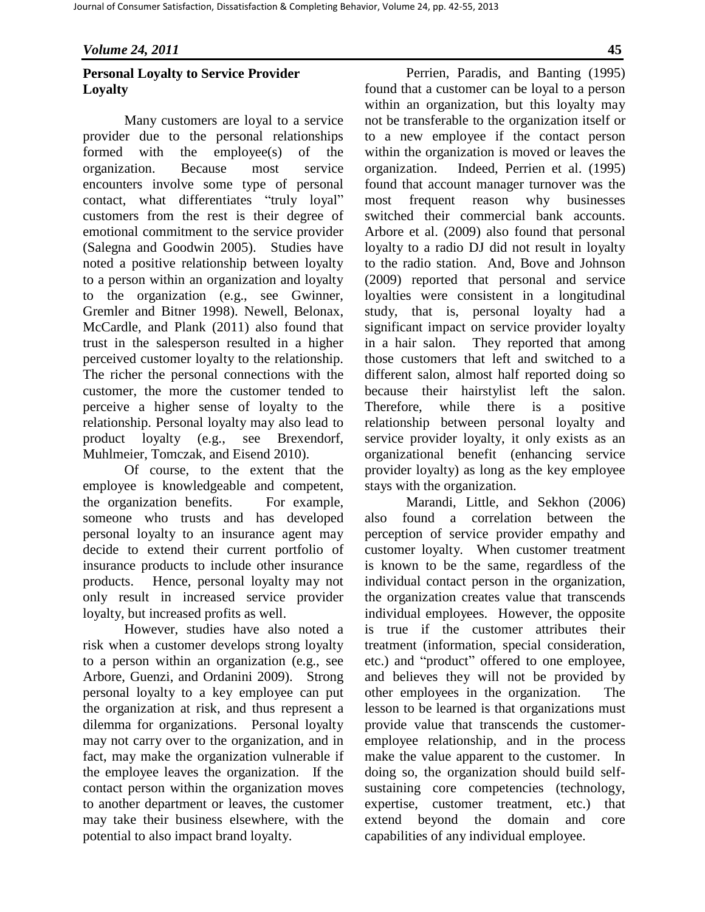### Personal Loyalty to Service Provider Loyalty

Many customers are loyal to a service provider due to the personal relationships formed with the employee(s) of the organization. Because most service encounters involve some type of personal contact, what differentiates "truly loyal" customers from the rest is their degree of emotional commitment to the service provider (Salegna and Goodwin 2005). Studies have noted a positive relationship between loyalty to a person within an organization and loyalty to the organization (e.g., see Gwinner, Gremler and Bitner 1998). Newell, Belonax, McCardle, and Plank (2011) also found that trust in the salesperson resulted in a higher perceived customer loyalty to the relationship. The richer the personal connections with the customer, the more the customer tended to perceive a higher sense of loyalty to the relationship. Personal loyalty may also lead to product loyalty (e.g., see Brexendorf, Muhlmeier, Tomczak, and Eisend 2010).

Of course, to the extent that the employee is knowledgeable and competent, the organization benefits. For example, someone who trusts and has developed personal loyalty to an insurance agent may decide to extend their current portfolio of insurance products to include other insurance products. Hence, personal loyalty may not only result in increased service provider loyalty, but increased profits as well.

However, studies have also noted a risk when a customer develops strong loyalty to a person within an organization (e.g., see Arbore, Guenzi, and Ordanini 2009). Strong personal loyalty to a key employee can put the organization at risk, and thus represent a dilemma for organizations. Personal loyalty may not carry over to the organization, and in fact, may make the organization vulnerable if the employee leaves the organization. If the contact person within the organization moves to another department or leaves, the customer may take their business elsewhere, with the potential to also impact brand loyalty.

Perrien, Paradis, and Banting (1995) found that a customer can be loyal to a person within an organization, but this loyalty may not be transferable to the organization itself or to a new employee if the contact person within the organization is moved or leaves the organization. Indeed, Perrien et al. (1995) found that account manager turnover was the most frequent reason why businesses switched their commercial bank accounts. Arbore et al. (2009) also found that personal loyalty to a radio DJ did not result in loyalty to the radio station. And, Bove and Johnson (2009) reported that personal and service loyalties were consistent in a longitudinal study, that is, personal loyalty had a significant impact on service provider loyalty in a hair salon. They reported that among those customers that left and switched to a different salon, almost half reported doing so because their hairstylist left the salon. Therefore, while there is a positive relationship between personal loyalty and service provider loyalty, it only exists as an organizational benefit (enhancing service provider loyalty) as long as the key employee stays with the organization.

Marandi, Little, and Sekhon (2006) also found a correlation between the perception of service provider empathy and customer loyalty. When customer treatment is known to be the same, regardless of the individual contact person in the organization, the organization creates value that transcends individual employees. However, the opposite is true if the customer attributes their treatment (information, special consideration, etc.) and "product" offered to one employee, and believes they will not be provided by other employees in the organization. The lesson to be learned is that organizations must provide value that transcends the customer-employee relationship, and in the process make the value apparent to the customer. In doing so, the organization should build self-sustaining core competencies (technology, expertise, customer treatment, etc.) that extend beyond the domain and core capabilities of any individual employee.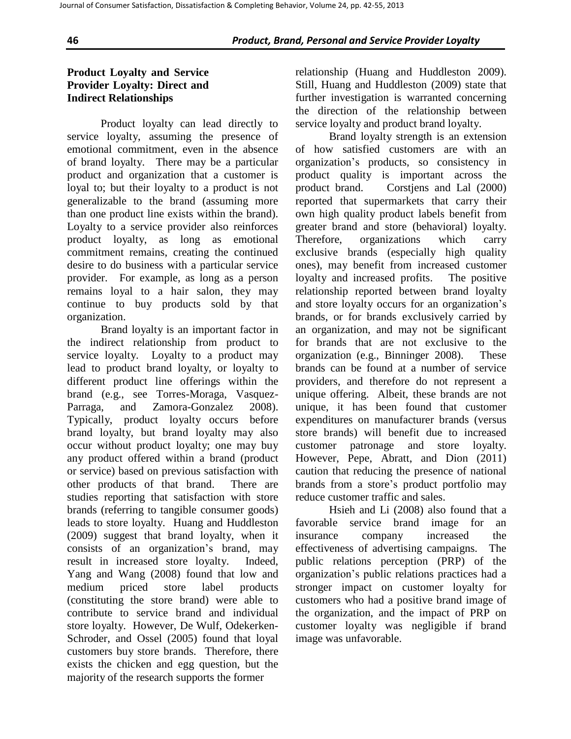### Product Loyalty and Service Provider Loyalty: Direct and Indirect Relationships

Product loyalty can lead directly to service loyalty, assuming the presence of emotional commitment, even in the absence of brand loyalty. There may be a particular product and organization that a customer is loyal to; but their loyalty to a product is not generalizable to the brand (assuming more than one product line exists within the brand). Loyalty to a service provider also reinforces product loyalty, as long as emotional commitment remains, creating the continued desire to do business with a particular service provider. For example, as long as a person remains loyal to a hair salon, they may continue to buy products sold by that organization.

Brand loyalty is an important factor in the indirect relationship from product to service loyalty. Loyalty to a product may lead to product brand loyalty, or loyalty to different product line offerings within the brand (e.g., see Torres-Moraga, Vasquez-Parraga, and Zamora-Gonzalez 2008). Typically, product loyalty occurs before brand loyalty, but brand loyalty may also occur without product loyalty; one may buy any product offered within a brand (product or service) based on previous satisfaction with other products of that brand. There are studies reporting that satisfaction with store brands (referring to tangible consumer goods) leads to store loyalty. Huang and Huddleston (2009) suggest that brand loyalty, when it consists of an organization's brand, may result in increased store loyalty. Indeed, Yang and Wang (2008) found that low and medium priced store label products (constituting the store brand) were able to contribute to service brand and individual store loyalty. However, De Wulf, Odekerken-Schroder, and Ossel (2005) found that loyal customers buy store brands. Therefore, there exists the chicken and egg question, but the majority of the research supports the former relationship (Huang and Huddleston 2009). Still, Huang and Huddleston (2009) state that further investigation is warranted concerning the direction of the relationship between service loyalty and product brand loyalty.

Brand loyalty strength is an extension of how satisfied customers are with an organization's products, so consistency in product quality is important across the product brand. Corstjens and Lal (2000) reported that supermarkets that carry their own high quality product labels benefit from greater brand and store (behavioral) loyalty. Therefore, organizations which carry exclusive brands (especially high quality ones), may benefit from increased customer loyalty and increased profits. The positive relationship reported between brand loyalty and store loyalty occurs for an organization's brands, or for brands exclusively carried by an organization, and may not be significant for brands that are not exclusive to the organization (e.g., Binninger 2008). These brands can be found at a number of service providers, and therefore do not represent a unique offering. Albeit, these brands are not unique, it has been found that customer expenditures on manufacturer brands (versus store brands) will benefit due to increased customer patronage and store loyalty. However, Pepe, Abratt, and Dion (2011) caution that reducing the presence of national brands from a store's product portfolio may reduce customer traffic and sales.

Hsieh and Li (2008) also found that a favorable service brand image for an insurance company increased the effectiveness of advertising campaigns. The public relations perception (PRP) of the organization's public relations practices had a stronger impact on customer loyalty for customers who had a positive brand image of the organization, and the impact of PRP on customer loyalty was negligible if brand image was unfavorable.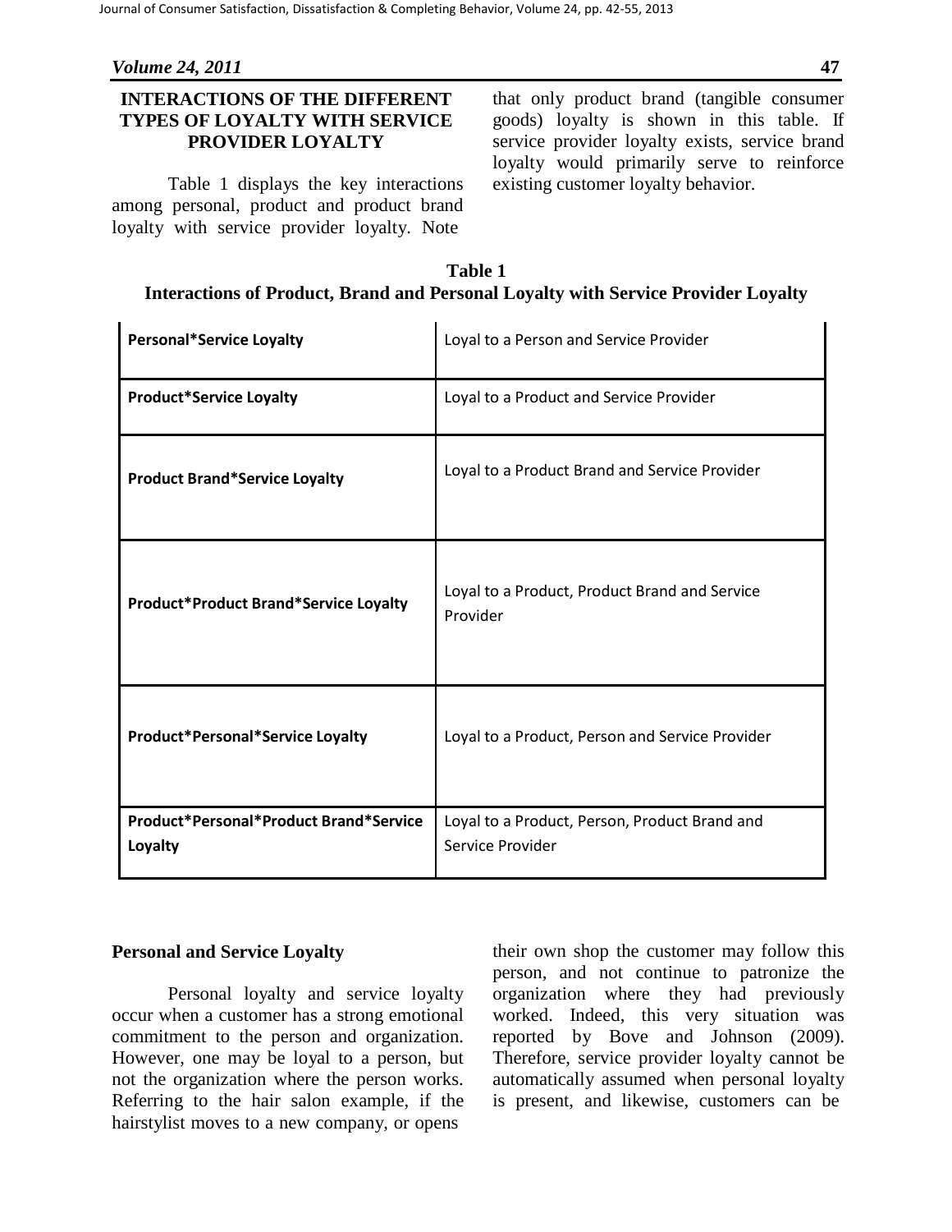## INTERACTIONS OF THE DIFFERENT TYPES OF LOYALTY WITH SERVICE PROVIDER LOYALTY

Table 1 displays the key interactions among personal, product and product brand loyalty with service provider loyalty. Note that only product brand (tangible consumer goods) loyalty is shown in this table. If service provider loyalty exists, service brand loyalty would primarily serve to reinforce existing customer loyalty behavior.

**Table 1**
**Interactions of Product, Brand and Personal Loyalty with Service Provider Loyalty**

| | |
|---|---|
| **Personal*Service Loyalty** | Loyal to a Person and Service Provider |
| **Product*Service Loyalty** | Loyal to a Product and Service Provider |
| **Product Brand*Service Loyalty** | Loyal to a Product Brand and Service Provider |
| **Product*Product Brand*Service Loyalty** | Loyal to a Product, Product Brand and Service Provider |
| **Product*Personal*Service Loyalty** | Loyal to a Product, Person and Service Provider |
| **Product*Personal*Product Brand*Service Loyalty** | Loyal to a Product, Person, Product Brand and Service Provider |

### Personal and Service Loyalty

Personal loyalty and service loyalty occur when a customer has a strong emotional commitment to the person and organization. However, one may be loyal to a person, but not the organization where the person works. Referring to the hair salon example, if the hairstylist moves to a new company, or opens their own shop the customer may follow this person, and not continue to patronize the organization where they had previously worked. Indeed, this very situation was reported by Bove and Johnson (2009). Therefore, service provider loyalty cannot be automatically assumed when personal loyalty is present, and likewise, customers can be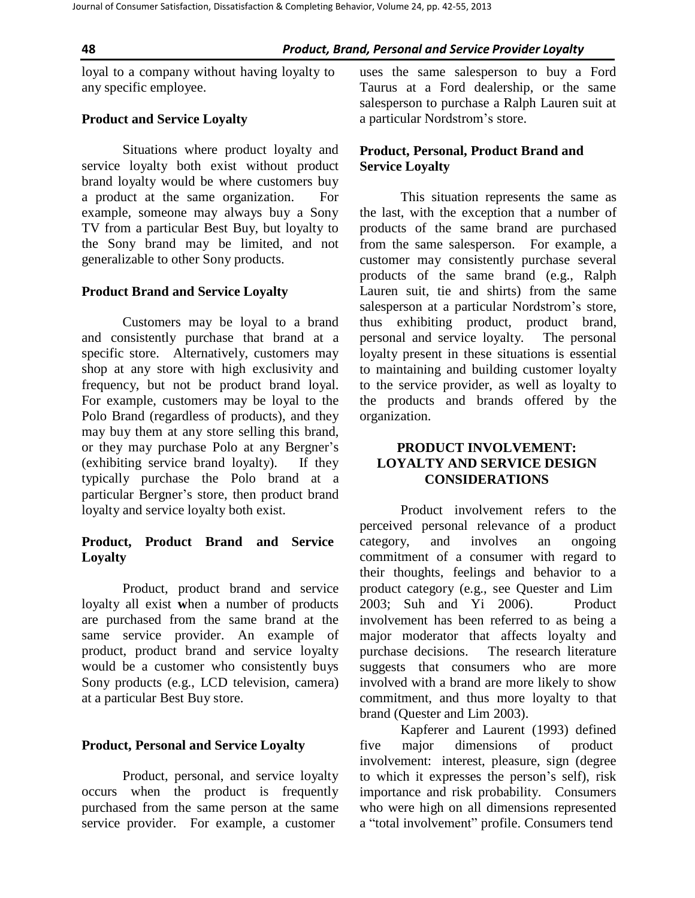loyal to a company without having loyalty to any specific employee.

### Product and Service Loyalty

Situations where product loyalty and service loyalty both exist without product brand loyalty would be where customers buy a product at the same organization. For example, someone may always buy a Sony TV from a particular Best Buy, but loyalty to the Sony brand may be limited, and not generalizable to other Sony products.

### Product Brand and Service Loyalty

Customers may be loyal to a brand and consistently purchase that brand at a specific store. Alternatively, customers may shop at any store with high exclusivity and frequency, but not be product brand loyal. For example, customers may be loyal to the Polo Brand (regardless of products), and they may buy them at any store selling this brand, or they may purchase Polo at any Bergner's (exhibiting service brand loyalty). If they typically purchase the Polo brand at a particular Bergner's store, then product brand loyalty and service loyalty both exist.

### Product, Product Brand and Service Loyalty

Product, product brand and service loyalty all exist **w**hen a number of products are purchased from the same brand at the same service provider. An example of product, product brand and service loyalty would be a customer who consistently buys Sony products (e.g., LCD television, camera) at a particular Best Buy store.

### Product, Personal and Service Loyalty

Product, personal, and service loyalty occurs when the product is frequently purchased from the same person at the same service provider. For example, a customer uses the same salesperson to buy a Ford Taurus at a Ford dealership, or the same salesperson to purchase a Ralph Lauren suit at a particular Nordstrom's store.

### Product, Personal, Product Brand and Service Loyalty

This situation represents the same as the last, with the exception that a number of products of the same brand are purchased from the same salesperson. For example, a customer may consistently purchase several products of the same brand (e.g., Ralph Lauren suit, tie and shirts) from the same salesperson at a particular Nordstrom's store, thus exhibiting product, product brand, personal and service loyalty. The personal loyalty present in these situations is essential to maintaining and building customer loyalty to the service provider, as well as loyalty to the products and brands offered by the organization.

## PRODUCT INVOLVEMENT: LOYALTY AND SERVICE DESIGN CONSIDERATIONS

Product involvement refers to the perceived personal relevance of a product category, and involves an ongoing commitment of a consumer with regard to their thoughts, feelings and behavior to a product category (e.g., see Quester and Lim 2003; Suh and Yi 2006). Product involvement has been referred to as being a major moderator that affects loyalty and purchase decisions. The research literature suggests that consumers who are more involved with a brand are more likely to show commitment, and thus more loyalty to that brand (Quester and Lim 2003).

Kapferer and Laurent (1993) defined five major dimensions of product involvement: interest, pleasure, sign (degree to which it expresses the person's self), risk importance and risk probability. Consumers who were high on all dimensions represented a "total involvement" profile. Consumers tend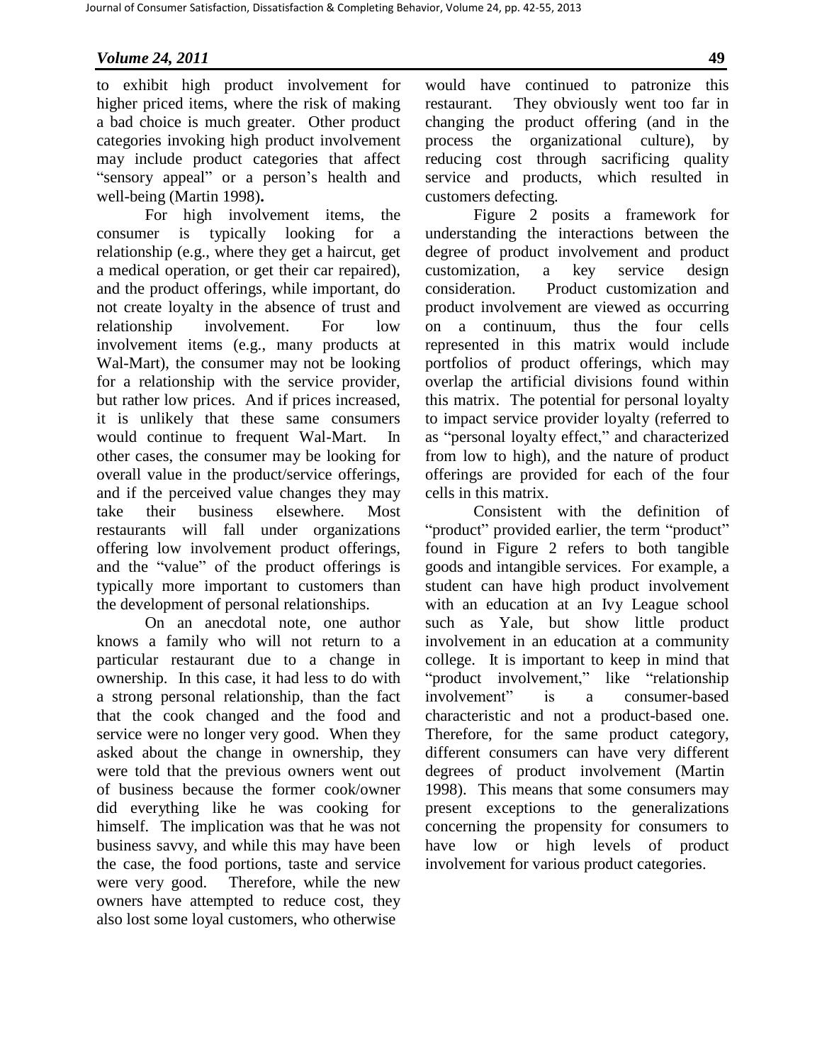to exhibit high product involvement for higher priced items, where the risk of making a bad choice is much greater. Other product categories invoking high product involvement may include product categories that affect "sensory appeal" or a person's health and well-being (Martin 1998).

For high involvement items, the consumer is typically looking for a relationship (e.g., where they get a haircut, get a medical operation, or get their car repaired), and the product offerings, while important, do not create loyalty in the absence of trust and relationship involvement. For low involvement items (e.g., many products at Wal-Mart), the consumer may not be looking for a relationship with the service provider, but rather low prices. And if prices increased, it is unlikely that these same consumers would continue to frequent Wal-Mart. In other cases, the consumer may be looking for overall value in the product/service offerings, and if the perceived value changes they may take their business elsewhere. Most restaurants will fall under organizations offering low involvement product offerings, and the "value" of the product offerings is typically more important to customers than the development of personal relationships.

On an anecdotal note, one author knows a family who will not return to a particular restaurant due to a change in ownership. In this case, it had less to do with a strong personal relationship, than the fact that the cook changed and the food and service were no longer very good. When they asked about the change in ownership, they were told that the previous owners went out of business because the former cook/owner did everything like he was cooking for himself. The implication was that he was not business savvy, and while this may have been the case, the food portions, taste and service were very good. Therefore, while the new owners have attempted to reduce cost, they also lost some loyal customers, who otherwise would have continued to patronize this restaurant. They obviously went too far in changing the product offering (and in the process the organizational culture), by reducing cost through sacrificing quality service and products, which resulted in customers defecting.

Figure 2 posits a framework for understanding the interactions between the degree of product involvement and product customization, a key service design consideration. Product customization and product involvement are viewed as occurring on a continuum, thus the four cells represented in this matrix would include portfolios of product offerings, which may overlap the artificial divisions found within this matrix. The potential for personal loyalty to impact service provider loyalty (referred to as "personal loyalty effect," and characterized from low to high), and the nature of product offerings are provided for each of the four cells in this matrix.

Consistent with the definition of "product" provided earlier, the term "product" found in Figure 2 refers to both tangible goods and intangible services. For example, a student can have high product involvement with an education at an Ivy League school such as Yale, but show little product involvement in an education at a community college. It is important to keep in mind that "product involvement," like "relationship involvement" is a consumer-based characteristic and not a product-based one. Therefore, for the same product category, different consumers can have very different degrees of product involvement (Martin 1998). This means that some consumers may present exceptions to the generalizations concerning the propensity for consumers to have low or high levels of product involvement for various product categories.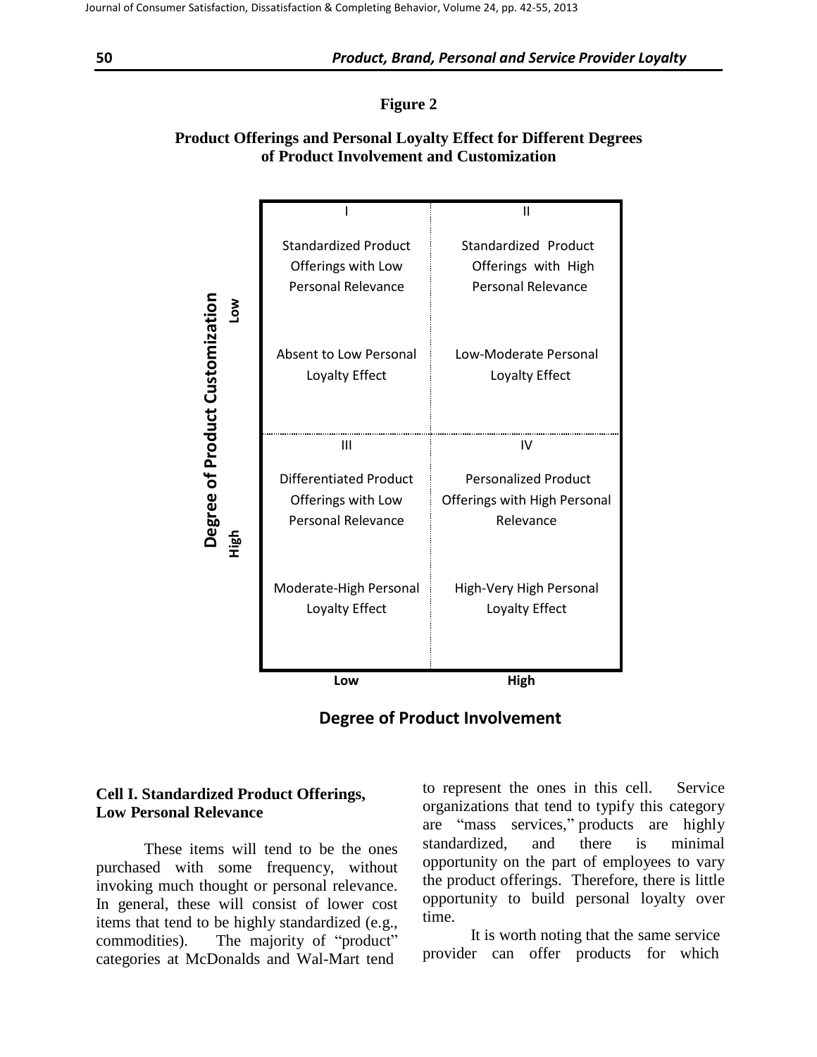**Figure 2**

**Product Offerings and Personal Loyalty Effect for Different Degrees of Product Involvement and Customization**

| Degree of Product Customization | Low (Degree of Product Involvement) | High (Degree of Product Involvement) |
| --- | --- | --- |
| **Low** | I<br>Standardized Product Offerings with Low Personal Relevance<br><br>Absent to Low Personal Loyalty Effect | II<br>Standardized Product Offerings with High Personal Relevance<br><br>Low-Moderate Personal Loyalty Effect |
| **High** | III<br>Differentiated Product Offerings with Low Personal Relevance<br><br>Moderate-High Personal Loyalty Effect | IV<br>Personalized Product Offerings with High Personal Relevance<br><br>High-Very High Personal Loyalty Effect |

**Degree of Product Involvement**

### Cell I. Standardized Product Offerings, Low Personal Relevance

These items will tend to be the ones purchased with some frequency, without invoking much thought or personal relevance. In general, these will consist of lower cost items that tend to be highly standardized (e.g., commodities). The majority of "product" categories at McDonalds and Wal-Mart tend to represent the ones in this cell. Service organizations that tend to typify this category are "mass services," products are highly standardized, and there is minimal opportunity on the part of employees to vary the product offerings. Therefore, there is little opportunity to build personal loyalty over time.

It is worth noting that the same service provider can offer products for which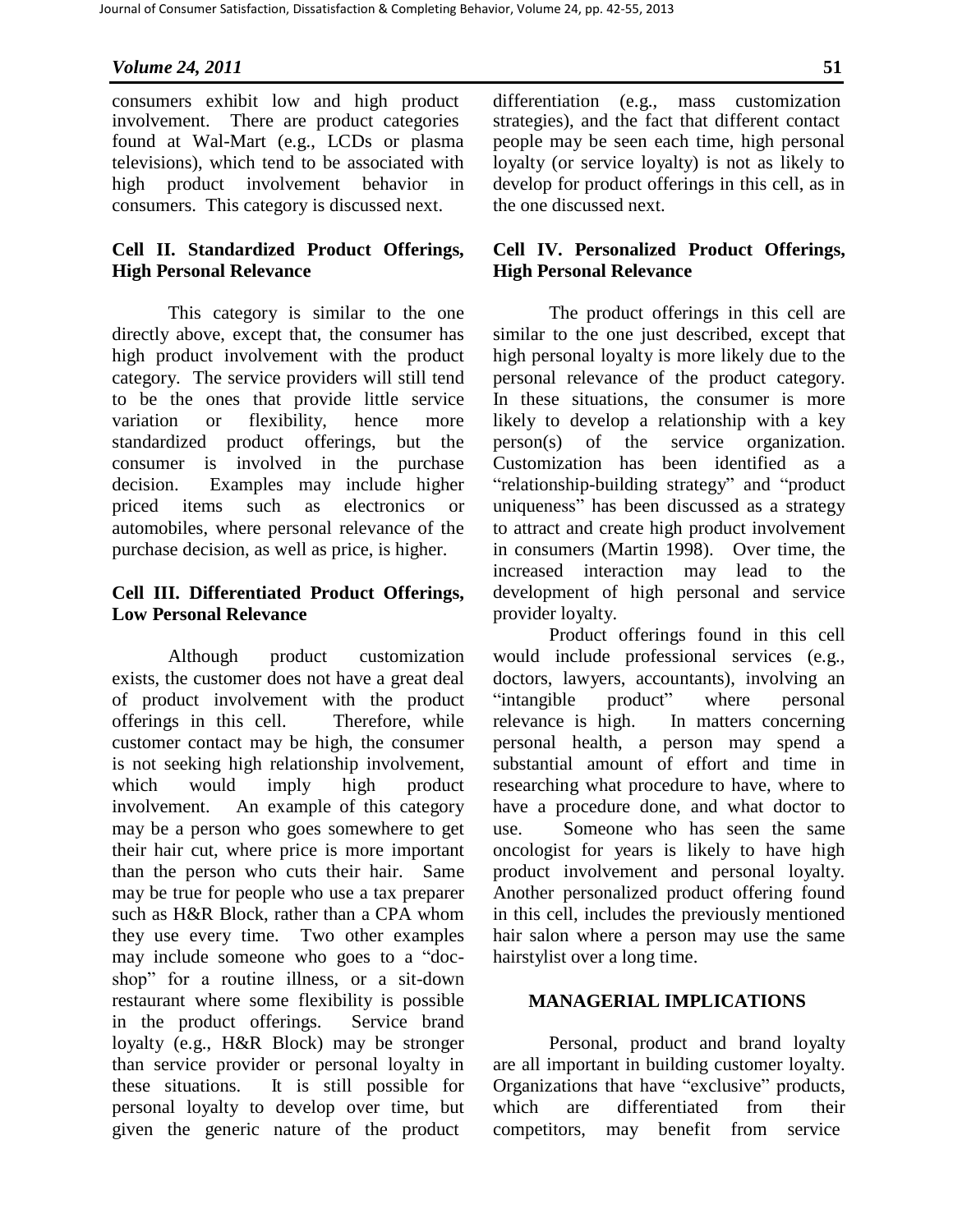consumers exhibit low and high product involvement. There are product categories found at Wal-Mart (e.g., LCDs or plasma televisions), which tend to be associated with high product involvement behavior in consumers. This category is discussed next.

### Cell II. Standardized Product Offerings, High Personal Relevance

This category is similar to the one directly above, except that, the consumer has high product involvement with the product category. The service providers will still tend to be the ones that provide little service variation or flexibility, hence more standardized product offerings, but the consumer is involved in the purchase decision. Examples may include higher priced items such as electronics or automobiles, where personal relevance of the purchase decision, as well as price, is higher.

### Cell III. Differentiated Product Offerings, Low Personal Relevance

Although product customization exists, the customer does not have a great deal of product involvement with the product offerings in this cell. Therefore, while customer contact may be high, the consumer is not seeking high relationship involvement, which would imply high product involvement. An example of this category may be a person who goes somewhere to get their hair cut, where price is more important than the person who cuts their hair. Same may be true for people who use a tax preparer such as H&R Block, rather than a CPA whom they use every time. Two other examples may include someone who goes to a "doc-shop" for a routine illness, or a sit-down restaurant where some flexibility is possible in the product offerings. Service brand loyalty (e.g., H&R Block) may be stronger than service provider or personal loyalty in these situations. It is still possible for personal loyalty to develop over time, but given the generic nature of the product differentiation (e.g., mass customization strategies), and the fact that different contact people may be seen each time, high personal loyalty (or service loyalty) is not as likely to develop for product offerings in this cell, as in the one discussed next.

### Cell IV. Personalized Product Offerings, High Personal Relevance

The product offerings in this cell are similar to the one just described, except that high personal loyalty is more likely due to the personal relevance of the product category. In these situations, the consumer is more likely to develop a relationship with a key person(s) of the service organization. Customization has been identified as a "relationship-building strategy" and "product uniqueness" has been discussed as a strategy to attract and create high product involvement in consumers (Martin 1998). Over time, the increased interaction may lead to the development of high personal and service provider loyalty.

Product offerings found in this cell would include professional services (e.g., doctors, lawyers, accountants), involving an "intangible product" where personal relevance is high. In matters concerning personal health, a person may spend a substantial amount of effort and time in researching what procedure to have, where to have a procedure done, and what doctor to use. Someone who has seen the same oncologist for years is likely to have high product involvement and personal loyalty. Another personalized product offering found in this cell, includes the previously mentioned hair salon where a person may use the same hairstylist over a long time.

## MANAGERIAL IMPLICATIONS

Personal, product and brand loyalty are all important in building customer loyalty. Organizations that have "exclusive" products, which are differentiated from their competitors, may benefit from service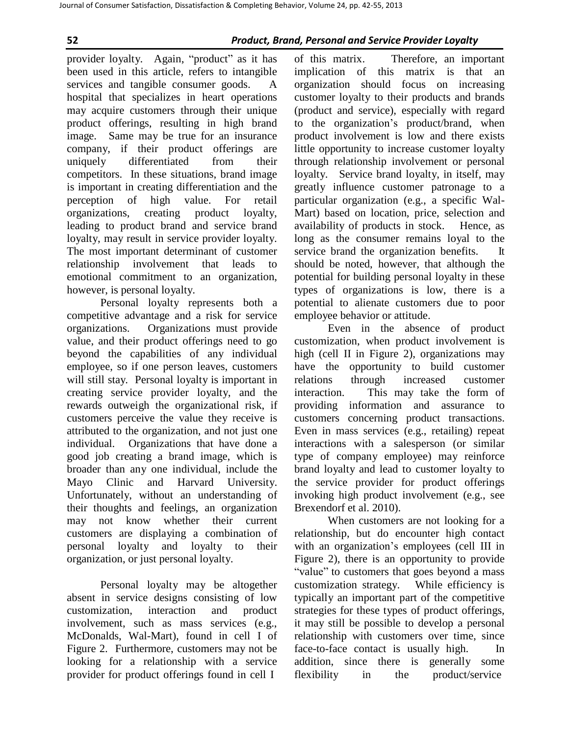provider loyalty. Again, "product" as it has been used in this article, refers to intangible services and tangible consumer goods. A hospital that specializes in heart operations may acquire customers through their unique product offerings, resulting in high brand image. Same may be true for an insurance company, if their product offerings are uniquely differentiated from their competitors. In these situations, brand image is important in creating differentiation and the perception of high value. For retail organizations, creating product loyalty, leading to product brand and service brand loyalty, may result in service provider loyalty. The most important determinant of customer relationship involvement that leads to emotional commitment to an organization, however, is personal loyalty.

Personal loyalty represents both a competitive advantage and a risk for service organizations. Organizations must provide value, and their product offerings need to go beyond the capabilities of any individual employee, so if one person leaves, customers will still stay. Personal loyalty is important in creating service provider loyalty, and the rewards outweigh the organizational risk, if customers perceive the value they receive is attributed to the organization, and not just one individual. Organizations that have done a good job creating a brand image, which is broader than any one individual, include the Mayo Clinic and Harvard University. Unfortunately, without an understanding of their thoughts and feelings, an organization may not know whether their current customers are displaying a combination of personal loyalty and loyalty to their organization, or just personal loyalty.

Personal loyalty may be altogether absent in service designs consisting of low customization, interaction and product involvement, such as mass services (e.g., McDonalds, Wal-Mart), found in cell I of Figure 2. Furthermore, customers may not be looking for a relationship with a service provider for product offerings found in cell I of this matrix. Therefore, an important implication of this matrix is that an organization should focus on increasing customer loyalty to their products and brands (product and service), especially with regard to the organization's product/brand, when product involvement is low and there exists little opportunity to increase customer loyalty through relationship involvement or personal loyalty. Service brand loyalty, in itself, may greatly influence customer patronage to a particular organization (e.g., a specific Wal-Mart) based on location, price, selection and availability of products in stock. Hence, as long as the consumer remains loyal to the service brand the organization benefits. It should be noted, however, that although the potential for building personal loyalty in these types of organizations is low, there is a potential to alienate customers due to poor employee behavior or attitude.

Even in the absence of product customization, when product involvement is high (cell II in Figure 2), organizations may have the opportunity to build customer relations through increased customer interaction. This may take the form of providing information and assurance to customers concerning product transactions. Even in mass services (e.g., retailing) repeat interactions with a salesperson (or similar type of company employee) may reinforce brand loyalty and lead to customer loyalty to the service provider for product offerings invoking high product involvement (e.g., see Brexendorf et al. 2010).

When customers are not looking for a relationship, but do encounter high contact with an organization's employees (cell III in Figure 2), there is an opportunity to provide "value" to customers that goes beyond a mass customization strategy. While efficiency is typically an important part of the competitive strategies for these types of product offerings, it may still be possible to develop a personal relationship with customers over time, since face-to-face contact is usually high. In addition, since there is generally some flexibility in the product/service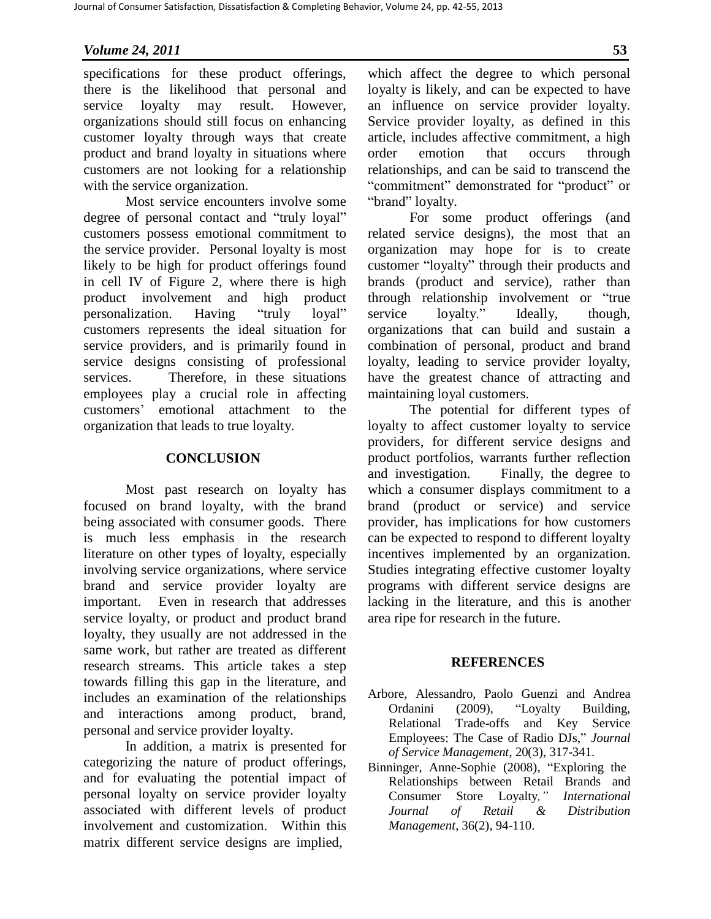specifications for these product offerings, there is the likelihood that personal and service loyalty may result. However, organizations should still focus on enhancing customer loyalty through ways that create product and brand loyalty in situations where customers are not looking for a relationship with the service organization.

Most service encounters involve some degree of personal contact and "truly loyal" customers possess emotional commitment to the service provider. Personal loyalty is most likely to be high for product offerings found in cell IV of Figure 2, where there is high product involvement and high product personalization. Having "truly loyal" customers represents the ideal situation for service providers, and is primarily found in service designs consisting of professional services. Therefore, in these situations employees play a crucial role in affecting customers' emotional attachment to the organization that leads to true loyalty.

## CONCLUSION

Most past research on loyalty has focused on brand loyalty, with the brand being associated with consumer goods. There is much less emphasis in the research literature on other types of loyalty, especially involving service organizations, where service brand and service provider loyalty are important. Even in research that addresses service loyalty, or product and product brand loyalty, they usually are not addressed in the same work, but rather are treated as different research streams. This article takes a step towards filling this gap in the literature, and includes an examination of the relationships and interactions among product, brand, personal and service provider loyalty.

In addition, a matrix is presented for categorizing the nature of product offerings, and for evaluating the potential impact of personal loyalty on service provider loyalty associated with different levels of product involvement and customization. Within this matrix different service designs are implied, which affect the degree to which personal loyalty is likely, and can be expected to have an influence on service provider loyalty. Service provider loyalty, as defined in this article, includes affective commitment, a high order emotion that occurs through relationships, and can be said to transcend the "commitment" demonstrated for "product" or "brand" loyalty.

For some product offerings (and related service designs), the most that an organization may hope for is to create customer "loyalty" through their products and brands (product and service), rather than through relationship involvement or "true service loyalty." Ideally, though, organizations that can build and sustain a combination of personal, product and brand loyalty, leading to service provider loyalty, have the greatest chance of attracting and maintaining loyal customers.

The potential for different types of loyalty to affect customer loyalty to service providers, for different service designs and product portfolios, warrants further reflection and investigation. Finally, the degree to which a consumer displays commitment to a brand (product or service) and service provider, has implications for how customers can be expected to respond to different loyalty incentives implemented by an organization. Studies integrating effective customer loyalty programs with different service designs are lacking in the literature, and this is another area ripe for research in the future.

## REFERENCES

Arbore, Alessandro, Paolo Guenzi and Andrea Ordanini (2009), "Loyalty Building, Relational Trade-offs and Key Service Employees: The Case of Radio DJs," *Journal of Service Management*, 20(3), 317-341.

Binninger, Anne-Sophie (2008), "Exploring the Relationships between Retail Brands and Consumer Store Loyalty*," International Journal of Retail & Distribution Management*, 36(2), 94-110.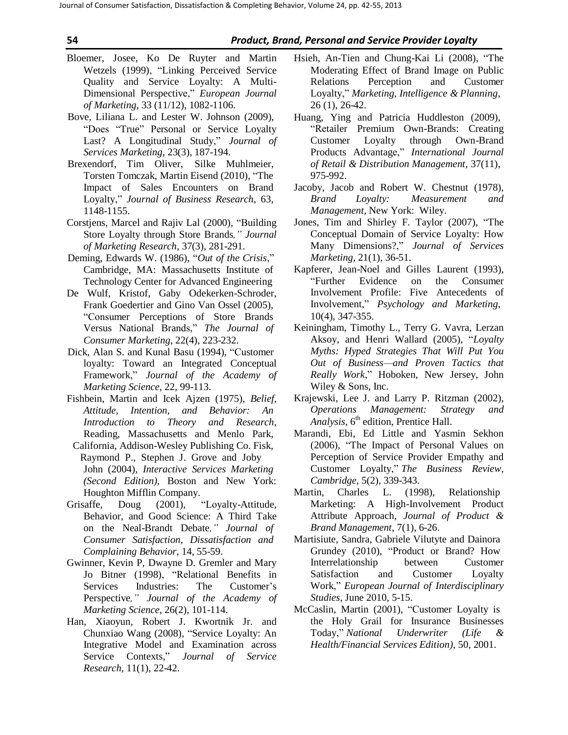Bloemer, Josee, Ko De Ruyter and Martin Wetzels (1999), "Linking Perceived Service Quality and Service Loyalty: A Multi-Dimensional Perspective," *European Journal of Marketing*, 33 (11/12), 1082-1106.

Bove, Liliana L. and Lester W. Johnson (2009), "Does "True" Personal or Service Loyalty Last? A Longitudinal Study," *Journal of Services Marketing*, 23(3), 187-194.

Brexendorf, Tim Oliver, Silke Muhlmeier, Torsten Tomczak, Martin Eisend (2010), "The Impact of Sales Encounters on Brand Loyalty," *Journal of Business Research*, 63, 1148-1155.

Corstjens, Marcel and Rajiv Lal (2000), "Building Store Loyalty through Store Brands*," Journal of Marketing Research*, 37(3), 281-291.

Deming, Edwards W. (1986), "*Out of the Crisis*," Cambridge, MA: Massachusetts Institute of Technology Center for Advanced Engineering

De Wulf, Kristof, Gaby Odekerken-Schroder, Frank Goedertier and Gino Van Ossel (2005), "Consumer Perceptions of Store Brands Versus National Brands," *The Journal of Consumer Marketing*, 22(4), 223-232.

Dick, Alan S. and Kunal Basu (1994), "Customer loyalty: Toward an Integrated Conceptual Framework," *Journal of the Academy of Marketing Science*, 22, 99-113.

Fishbein, Martin and Icek Ajzen (1975), *Belief, Attitude, Intention, and Behavior: An Introduction to Theory and Research*, Reading, Massachusetts and Menlo Park, California, Addison-Wesley Publishing Co. Fisk, Raymond P., Stephen J. Grove and Joby John (2004), *Interactive Services Marketing (Second Edition)*, Boston and New York: Houghton Mifflin Company.

Grisaffe, Doug (2001), "Loyalty-Attitude, Behavior, and Good Science: A Third Take on the Neal-Brandt Debate*," Journal of Consumer Satisfaction*, *Dissatisfaction and Complaining Behavior*, 14, 55-59.

Gwinner, Kevin P, Dwayne D. Gremler and Mary Jo Bitner (1998), "Relational Benefits in Services Industries: The Customer's Perspective*," Journal of the Academy of Marketing Science*, 26(2), 101-114.

Han, Xiaoyun, Robert J. Kwortnik Jr. and Chunxiao Wang (2008), "Service Loyalty: An Integrative Model and Examination across Service Contexts," *Journal of Service Research*, 11(1), 22-42.

Hsieh, An-Tien and Chung-Kai Li (2008), "The Moderating Effect of Brand Image on Public Relations Perception and Customer Loyalty," *Marketing, Intelligence & Planning*, 26 (1), 26-42.

Huang, Ying and Patricia Huddleston (2009), "Retailer Premium Own-Brands: Creating Customer Loyalty through Own-Brand Products Advantage," *International Journal of Retail & Distribution Management*, 37(11), 975-992.

Jacoby, Jacob and Robert W. Chestnut (1978), *Brand Loyalty: Measurement and Management*, New York: Wiley.

Jones, Tim and Shirley F. Taylor (2007), "The Conceptual Domain of Service Loyalty: How Many Dimensions?," *Journal of Services Marketing*, 21(1), 36-51.

Kapferer, Jean-Noel and Gilles Laurent (1993), "Further Evidence on the Consumer Involvement Profile: Five Antecedents of Involvement," *Psychology and Marketing*, 10(4), 347-355.

Keiningham, Timothy L., Terry G. Vavra, Lerzan Aksoy, and Henri Wallard (2005), "*Loyalty Myths: Hyped Strategies That Will Put You Out of Business—and Proven Tactics that Really Work*," Hoboken, New Jersey, John Wiley & Sons, Inc.

Krajewski, Lee J. and Larry P. Ritzman (2002), *Operations Management: Strategy and Analysis*, 6th edition, Prentice Hall.

Marandi, Ebi, Ed Little and Yasmin Sekhon (2006), "The Impact of Personal Values on Perception of Service Provider Empathy and Customer Loyalty," *The Business Review, Cambridge*, 5(2), 339-343.

Martin, Charles L. (1998), Relationship Marketing: A High-Involvement Product Attribute Approach, *Journal of Product & Brand Management*, 7(1), 6-26.

Martisiute, Sandra, Gabriele Vilutyte and Dainora Grundey (2010), "Product or Brand? How Interrelationship between Customer Satisfaction and Customer Loyalty Work," *European Journal of Interdisciplinary Studies*, June 2010, 5-15.

McCaslin, Martin (2001), "Customer Loyalty is the Holy Grail for Insurance Businesses Today," *National Underwriter (Life & Health/Financial Services Edition)*, 50, 2001.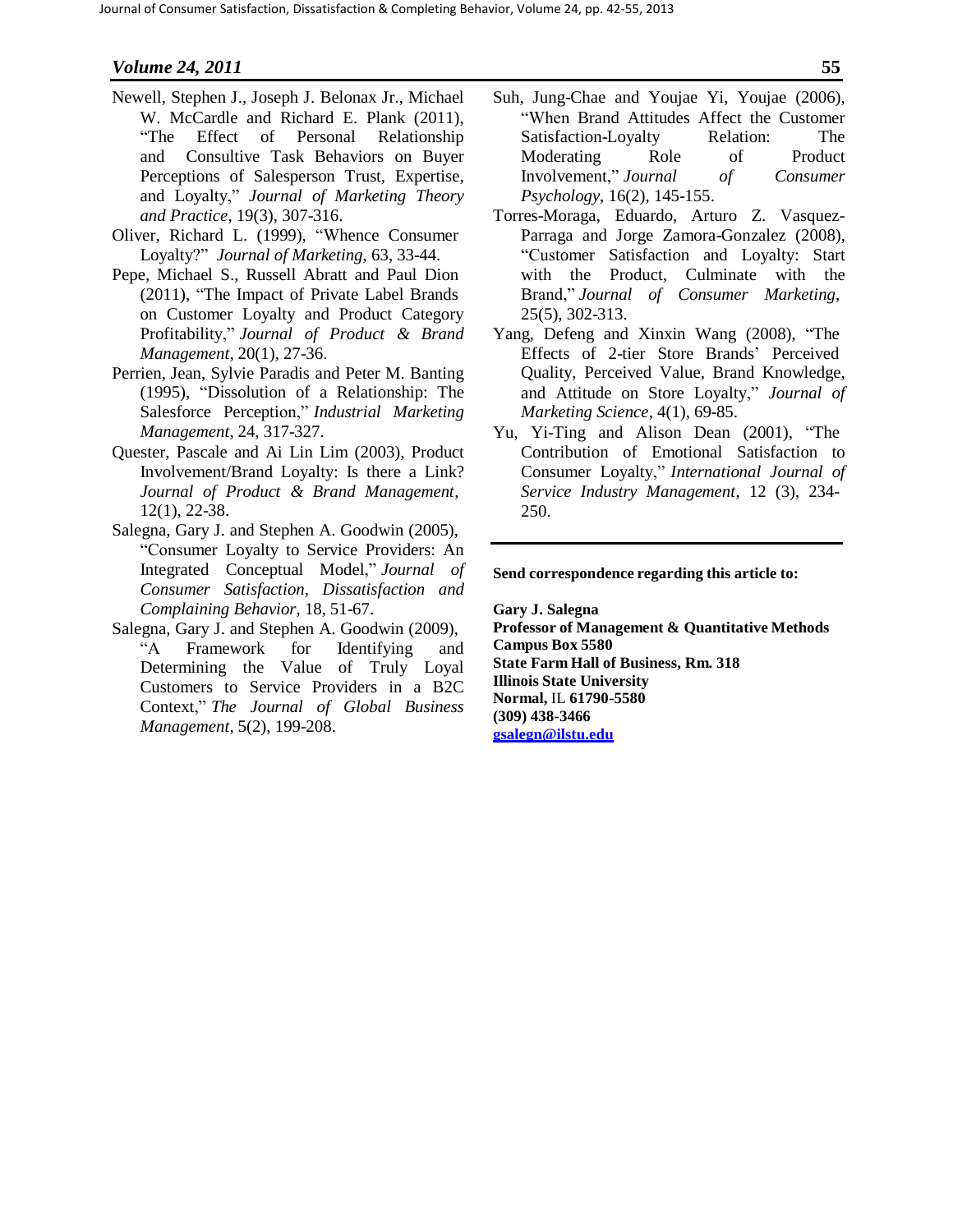Newell, Stephen J., Joseph J. Belonax Jr., Michael W. McCardle and Richard E. Plank (2011), "The Effect of Personal Relationship and Consultive Task Behaviors on Buyer Perceptions of Salesperson Trust, Expertise, and Loyalty," *Journal of Marketing Theory and Practice*, 19(3), 307-316.

Oliver, Richard L. (1999), "Whence Consumer Loyalty?" *Journal of Marketing*, 63, 33-44.

Pepe, Michael S., Russell Abratt and Paul Dion (2011), "The Impact of Private Label Brands on Customer Loyalty and Product Category Profitability," *Journal of Product & Brand Management*, 20(1), 27-36.

Perrien, Jean, Sylvie Paradis and Peter M. Banting (1995), "Dissolution of a Relationship: The Salesforce Perception," *Industrial Marketing Management*, 24, 317-327.

Quester, Pascale and Ai Lin Lim (2003), Product Involvement/Brand Loyalty: Is there a Link? *Journal of Product & Brand Management*, 12(1), 22-38.

Salegna, Gary J. and Stephen A. Goodwin (2005), "Consumer Loyalty to Service Providers: An Integrated Conceptual Model," *Journal of Consumer Satisfaction, Dissatisfaction and Complaining Behavior*, 18, 51-67.

Salegna, Gary J. and Stephen A. Goodwin (2009), "A Framework for Identifying and Determining the Value of Truly Loyal Customers to Service Providers in a B2C Context," *The Journal of Global Business Management*, 5(2), 199-208.

Suh, Jung-Chae and Youjae Yi, Youjae (2006), "When Brand Attitudes Affect the Customer Satisfaction-Loyalty Relation: The Moderating Role of Product Involvement," *Journal of Consumer Psychology*, 16(2), 145-155.

Torres-Moraga, Eduardo, Arturo Z. Vasquez-Parraga and Jorge Zamora-Gonzalez (2008), "Customer Satisfaction and Loyalty: Start with the Product, Culminate with the Brand," *Journal of Consumer Marketing*, 25(5), 302-313.

Yang, Defeng and Xinxin Wang (2008), "The Effects of 2-tier Store Brands' Perceived Quality, Perceived Value, Brand Knowledge, and Attitude on Store Loyalty," *Journal of Marketing Science*, 4(1), 69-85.

Yu, Yi-Ting and Alison Dean (2001), "The Contribution of Emotional Satisfaction to Consumer Loyalty," *International Journal of Service Industry Management*, 12 (3), 234-250.

---

**Send correspondence regarding this article to:**

**Gary J. Salegna**
**Professor of Management & Quantitative Methods**
**Campus Box 5580**
**State Farm Hall of Business, Rm. 318**
**Illinois State University**
**Normal,** IL **61790-5580**
**(309) 438-3466**
**gsalegn@ilstu.edu**